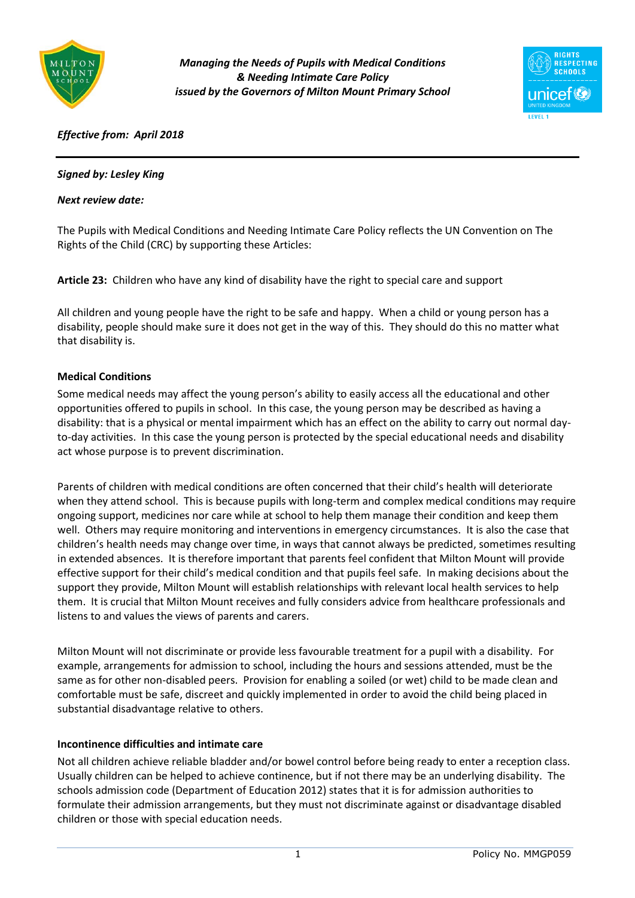***Managing the Needs of Pupils with Medical Conditions & Needing Intimate Care Policy issued by the Governors of Milton Mount Primary School***

***Effective from: April 2018***

---

***Signed by: Lesley King***

***Next review date:***

The Pupils with Medical Conditions and Needing Intimate Care Policy reflects the UN Convention on The Rights of the Child (CRC) by supporting these Articles:

**Article 23:** Children who have any kind of disability have the right to special care and support

All children and young people have the right to be safe and happy. When a child or young person has a disability, people should make sure it does not get in the way of this. They should do this no matter what that disability is.

**Medical Conditions**

Some medical needs may affect the young person's ability to easily access all the educational and other opportunities offered to pupils in school. In this case, the young person may be described as having a disability: that is a physical or mental impairment which has an effect on the ability to carry out normal day-to-day activities. In this case the young person is protected by the special educational needs and disability act whose purpose is to prevent discrimination.

Parents of children with medical conditions are often concerned that their child's health will deteriorate when they attend school. This is because pupils with long-term and complex medical conditions may require ongoing support, medicines nor care while at school to help them manage their condition and keep them well. Others may require monitoring and interventions in emergency circumstances. It is also the case that children's health needs may change over time, in ways that cannot always be predicted, sometimes resulting in extended absences. It is therefore important that parents feel confident that Milton Mount will provide effective support for their child's medical condition and that pupils feel safe. In making decisions about the support they provide, Milton Mount will establish relationships with relevant local health services to help them. It is crucial that Milton Mount receives and fully considers advice from healthcare professionals and listens to and values the views of parents and carers.

Milton Mount will not discriminate or provide less favourable treatment for a pupil with a disability. For example, arrangements for admission to school, including the hours and sessions attended, must be the same as for other non-disabled peers. Provision for enabling a soiled (or wet) child to be made clean and comfortable must be safe, discreet and quickly implemented in order to avoid the child being placed in substantial disadvantage relative to others.

**Incontinence difficulties and intimate care**

Not all children achieve reliable bladder and/or bowel control before being ready to enter a reception class. Usually children can be helped to achieve continence, but if not there may be an underlying disability. The schools admission code (Department of Education 2012) states that it is for admission authorities to formulate their admission arrangements, but they must not discriminate against or disadvantage disabled children or those with special education needs.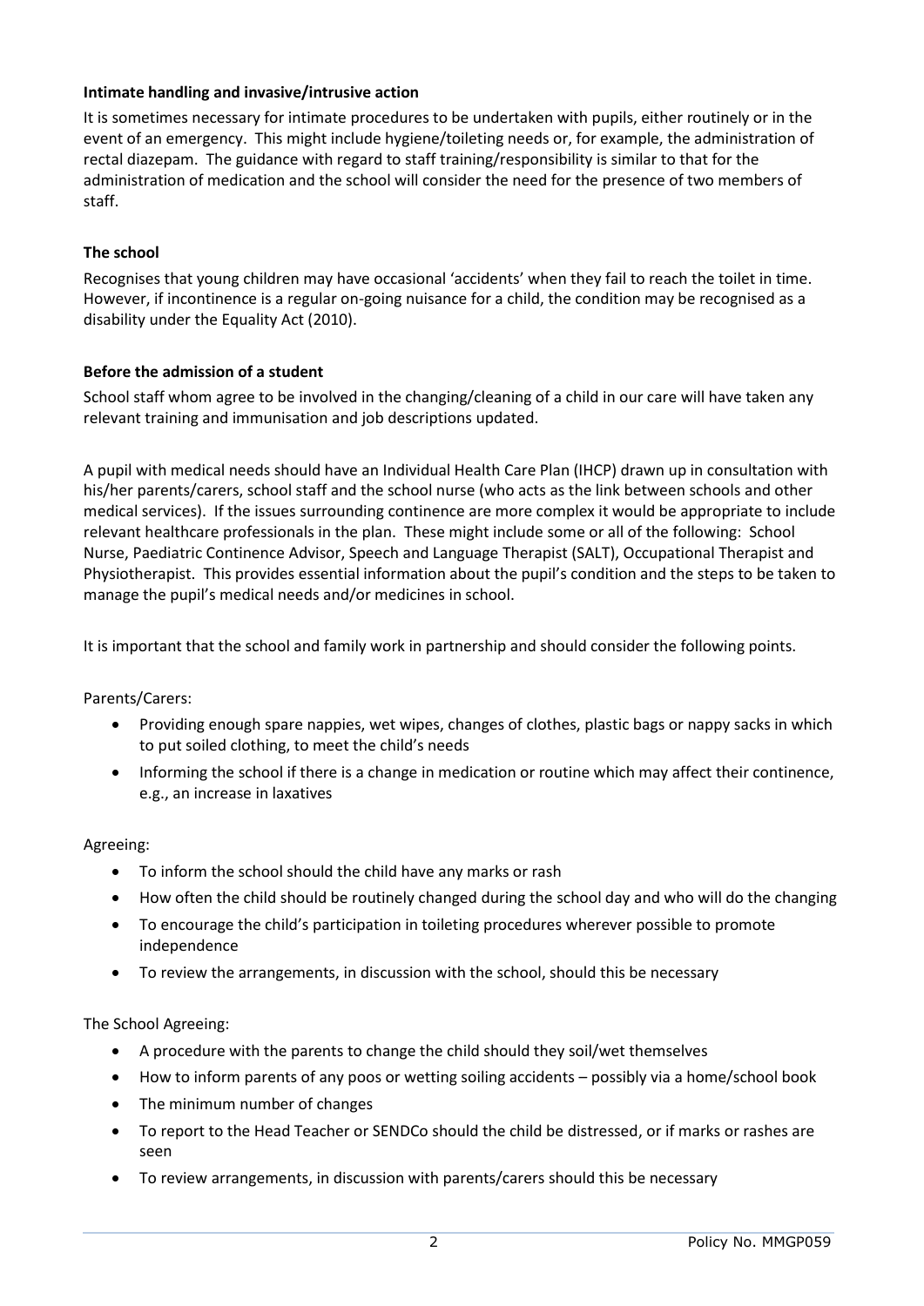**Intimate handling and invasive/intrusive action**

It is sometimes necessary for intimate procedures to be undertaken with pupils, either routinely or in the event of an emergency. This might include hygiene/toileting needs or, for example, the administration of rectal diazepam. The guidance with regard to staff training/responsibility is similar to that for the administration of medication and the school will consider the need for the presence of two members of staff.

**The school**

Recognises that young children may have occasional 'accidents' when they fail to reach the toilet in time. However, if incontinence is a regular on-going nuisance for a child, the condition may be recognised as a disability under the Equality Act (2010).

**Before the admission of a student**

School staff whom agree to be involved in the changing/cleaning of a child in our care will have taken any relevant training and immunisation and job descriptions updated.

A pupil with medical needs should have an Individual Health Care Plan (IHCP) drawn up in consultation with his/her parents/carers, school staff and the school nurse (who acts as the link between schools and other medical services). If the issues surrounding continence are more complex it would be appropriate to include relevant healthcare professionals in the plan. These might include some or all of the following: School Nurse, Paediatric Continence Advisor, Speech and Language Therapist (SALT), Occupational Therapist and Physiotherapist. This provides essential information about the pupil's condition and the steps to be taken to manage the pupil's medical needs and/or medicines in school.

It is important that the school and family work in partnership and should consider the following points.

Parents/Carers:

- Providing enough spare nappies, wet wipes, changes of clothes, plastic bags or nappy sacks in which to put soiled clothing, to meet the child's needs
- Informing the school if there is a change in medication or routine which may affect their continence, e.g., an increase in laxatives

Agreeing:

- To inform the school should the child have any marks or rash
- How often the child should be routinely changed during the school day and who will do the changing
- To encourage the child's participation in toileting procedures wherever possible to promote independence
- To review the arrangements, in discussion with the school, should this be necessary

The School Agreeing:

- A procedure with the parents to change the child should they soil/wet themselves
- How to inform parents of any poos or wetting soiling accidents – possibly via a home/school book
- The minimum number of changes
- To report to the Head Teacher or SENDCo should the child be distressed, or if marks or rashes are seen
- To review arrangements, in discussion with parents/carers should this be necessary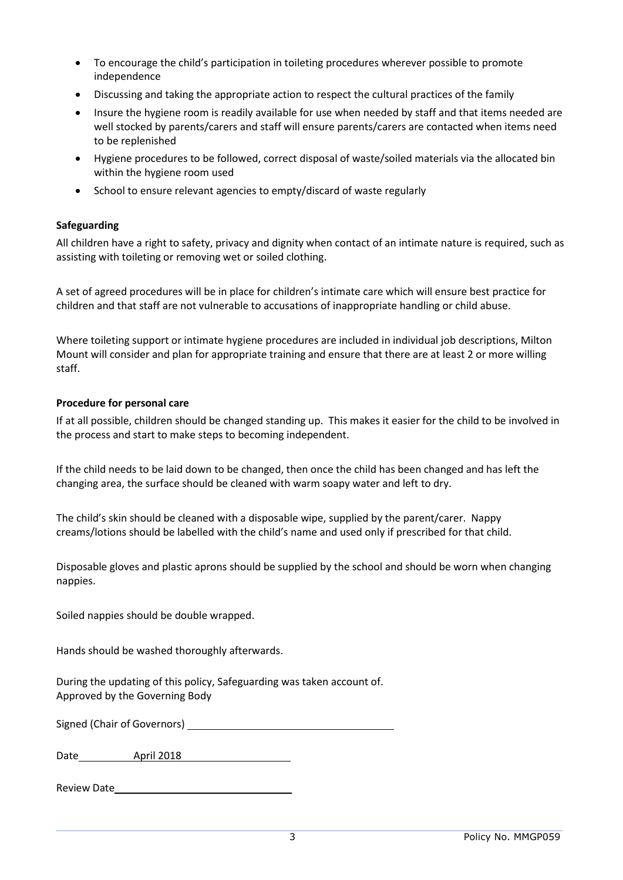- To encourage the child's participation in toileting procedures wherever possible to promote independence
- Discussing and taking the appropriate action to respect the cultural practices of the family
- Insure the hygiene room is readily available for use when needed by staff and that items needed are well stocked by parents/carers and staff will ensure parents/carers are contacted when items need to be replenished
- Hygiene procedures to be followed, correct disposal of waste/soiled materials via the allocated bin within the hygiene room used
- School to ensure relevant agencies to empty/discard of waste regularly

**Safeguarding**

All children have a right to safety, privacy and dignity when contact of an intimate nature is required, such as assisting with toileting or removing wet or soiled clothing.

A set of agreed procedures will be in place for children's intimate care which will ensure best practice for children and that staff are not vulnerable to accusations of inappropriate handling or child abuse.

Where toileting support or intimate hygiene procedures are included in individual job descriptions, Milton Mount will consider and plan for appropriate training and ensure that there are at least 2 or more willing staff.

**Procedure for personal care**

If at all possible, children should be changed standing up. This makes it easier for the child to be involved in the process and start to make steps to becoming independent.

If the child needs to be laid down to be changed, then once the child has been changed and has left the changing area, the surface should be cleaned with warm soapy water and left to dry.

The child's skin should be cleaned with a disposable wipe, supplied by the parent/carer. Nappy creams/lotions should be labelled with the child's name and used only if prescribed for that child.

Disposable gloves and plastic aprons should be supplied by the school and should be worn when changing nappies.

Soiled nappies should be double wrapped.

Hands should be washed thoroughly afterwards.

During the updating of this policy, Safeguarding was taken account of.
Approved by the Governing Body

Signed (Chair of Governors) ____________________

Date April 2018

Review Date ____________________